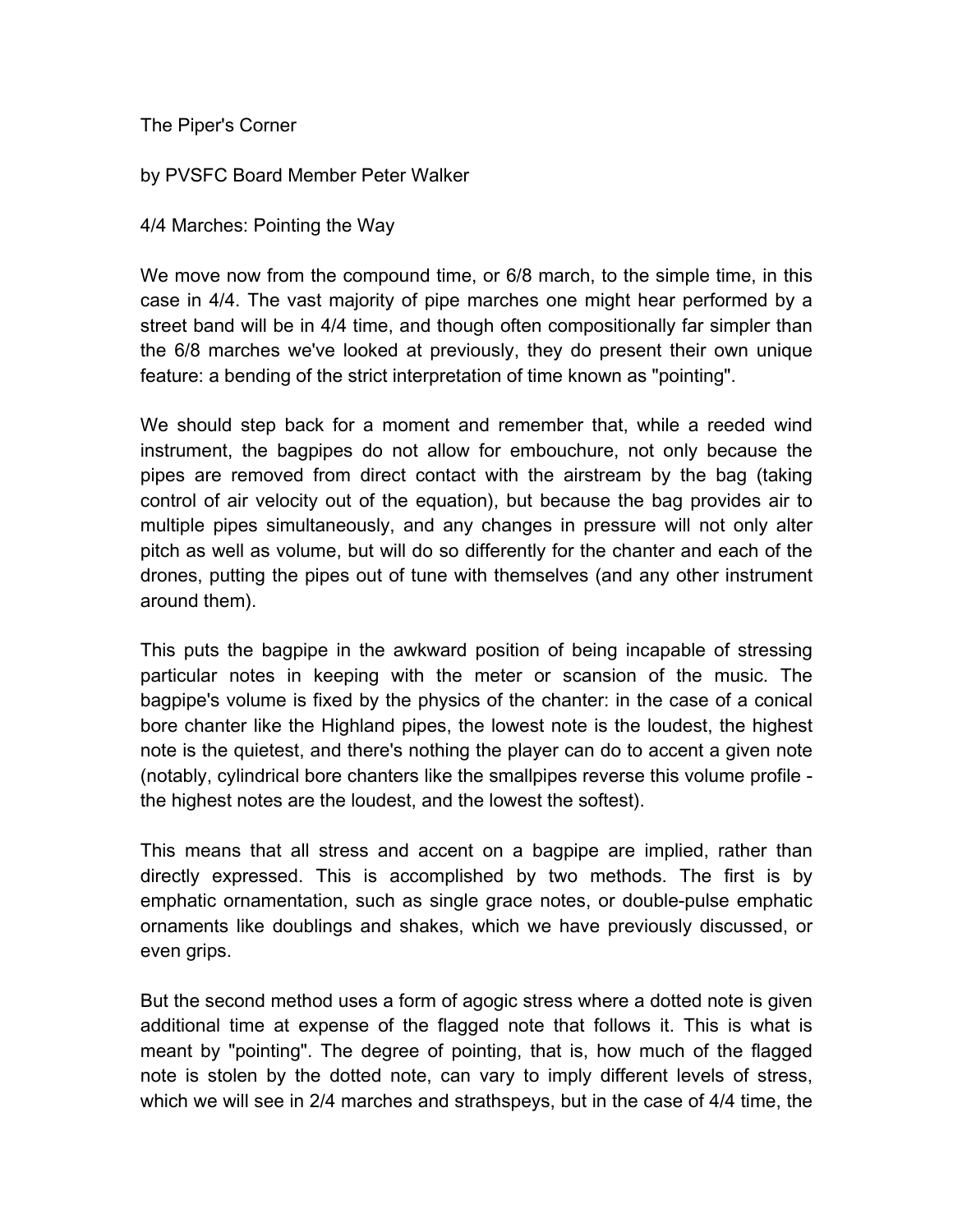# The Piper's Corner

by PVSFC Board Member Peter Walker

## 4/4 Marches: Pointing the Way

We move now from the compound time, or 6/8 march, to the simple time, in this case in 4/4. The vast majority of pipe marches one might hear performed by a street band will be in 4/4 time, and though often compositionally far simpler than the 6/8 marches we've looked at previously, they do present their own unique feature: a bending of the strict interpretation of time known as "pointing".

We should step back for a moment and remember that, while a reeded wind instrument, the bagpipes do not allow for embouchure, not only because the pipes are removed from direct contact with the airstream by the bag (taking control of air velocity out of the equation), but because the bag provides air to multiple pipes simultaneously, and any changes in pressure will not only alter pitch as well as volume, but will do so differently for the chanter and each of the drones, putting the pipes out of tune with themselves (and any other instrument around them).

This puts the bagpipe in the awkward position of being incapable of stressing particular notes in keeping with the meter or scansion of the music. The bagpipe's volume is fixed by the physics of the chanter: in the case of a conical bore chanter like the Highland pipes, the lowest note is the loudest, the highest note is the quietest, and there's nothing the player can do to accent a given note (notably, cylindrical bore chanters like the smallpipes reverse this volume profile - the highest notes are the loudest, and the lowest the softest).

This means that all stress and accent on a bagpipe are implied, rather than directly expressed. This is accomplished by two methods. The first is by emphatic ornamentation, such as single grace notes, or double-pulse emphatic ornaments like doublings and shakes, which we have previously discussed, or even grips.

But the second method uses a form of agogic stress where a dotted note is given additional time at expense of the flagged note that follows it. This is what is meant by "pointing". The degree of pointing, that is, how much of the flagged note is stolen by the dotted note, can vary to imply different levels of stress, which we will see in 2/4 marches and strathspeys, but in the case of 4/4 time, the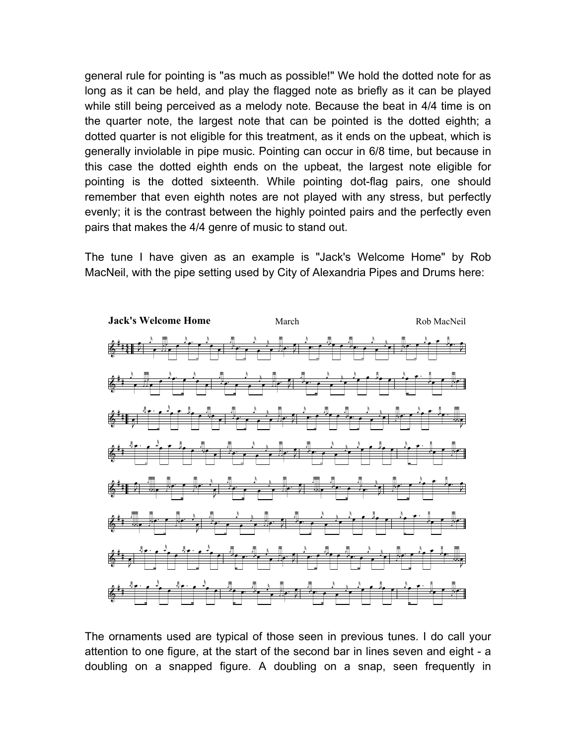general rule for pointing is "as much as possible!" We hold the dotted note for as long as it can be held, and play the flagged note as briefly as it can be played while still being perceived as a melody note. Because the beat in 4/4 time is on the quarter note, the largest note that can be pointed is the dotted eighth; a dotted quarter is not eligible for this treatment, as it ends on the upbeat, which is generally inviolable in pipe music. Pointing can occur in 6/8 time, but because in this case the dotted eighth ends on the upbeat, the largest note eligible for pointing is the dotted sixteenth. While pointing dot-flag pairs, one should remember that even eighth notes are not played with any stress, but perfectly evenly; it is the contrast between the highly pointed pairs and the perfectly even pairs that makes the 4/4 genre of music to stand out.

The tune I have given as an example is "Jack's Welcome Home" by Rob MacNeil, with the pipe setting used by City of Alexandria Pipes and Drums here:

**Jack's Welcome Home** March Rob MacNeil

The ornaments used are typical of those seen in previous tunes. I do call your attention to one figure, at the start of the second bar in lines seven and eight - a doubling on a snapped figure. A doubling on a snap, seen frequently in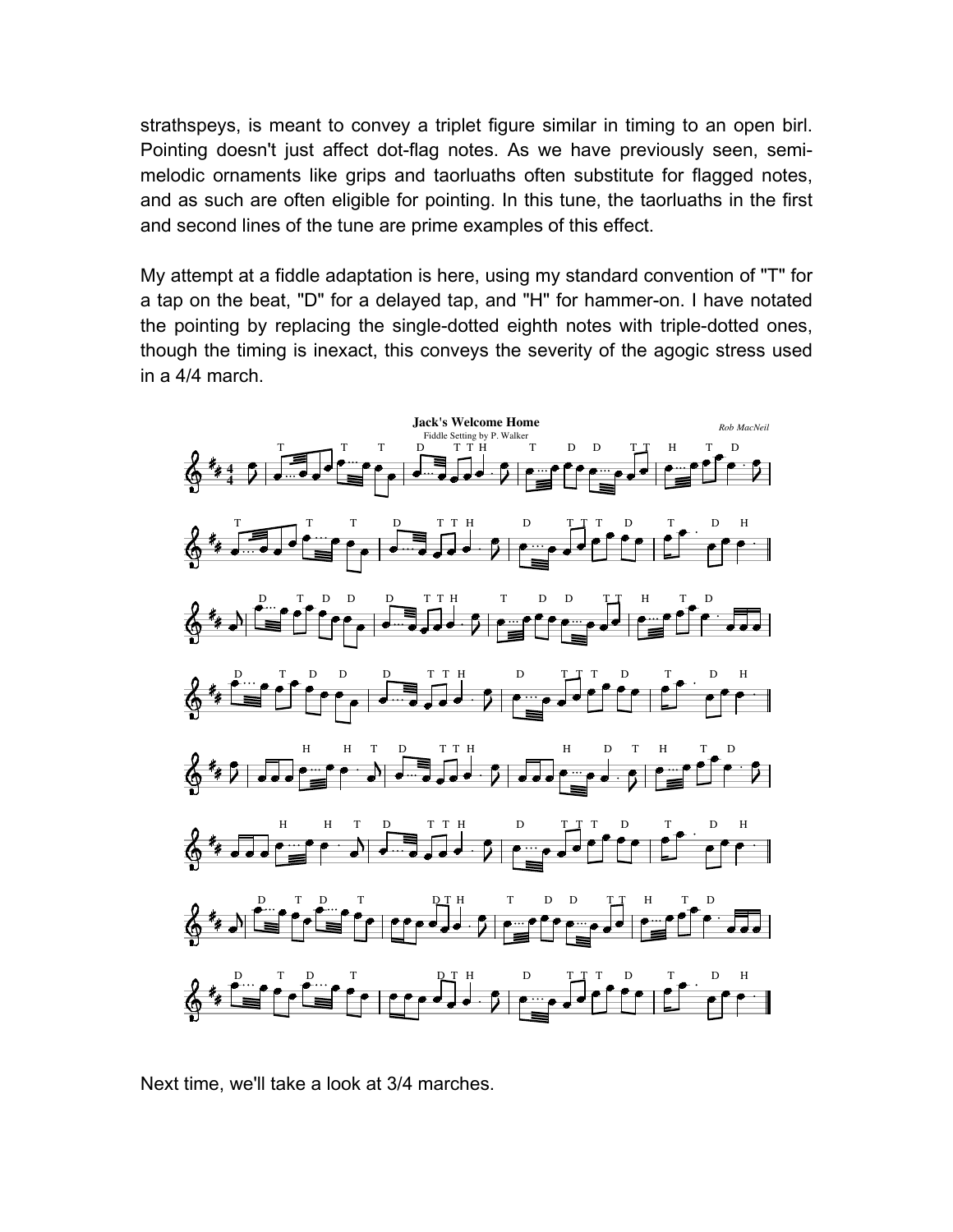strathspeys, is meant to convey a triplet figure similar in timing to an open birl. Pointing doesn't just affect dot-flag notes. As we have previously seen, semi-melodic ornaments like grips and taorluaths often substitute for flagged notes, and as such are often eligible for pointing. In this tune, the taorluaths in the first and second lines of the tune are prime examples of this effect.

My attempt at a fiddle adaptation is here, using my standard convention of "T" for a tap on the beat, "D" for a delayed tap, and "H" for hammer-on. I have notated the pointing by replacing the single-dotted eighth notes with triple-dotted ones, though the timing is inexact, this conveys the severity of the agogic stress used in a 4/4 march.

**Jack's Welcome Home**

Fiddle Setting by P. Walker

*Rob MacNeil*

Next time, we'll take a look at 3/4 marches.